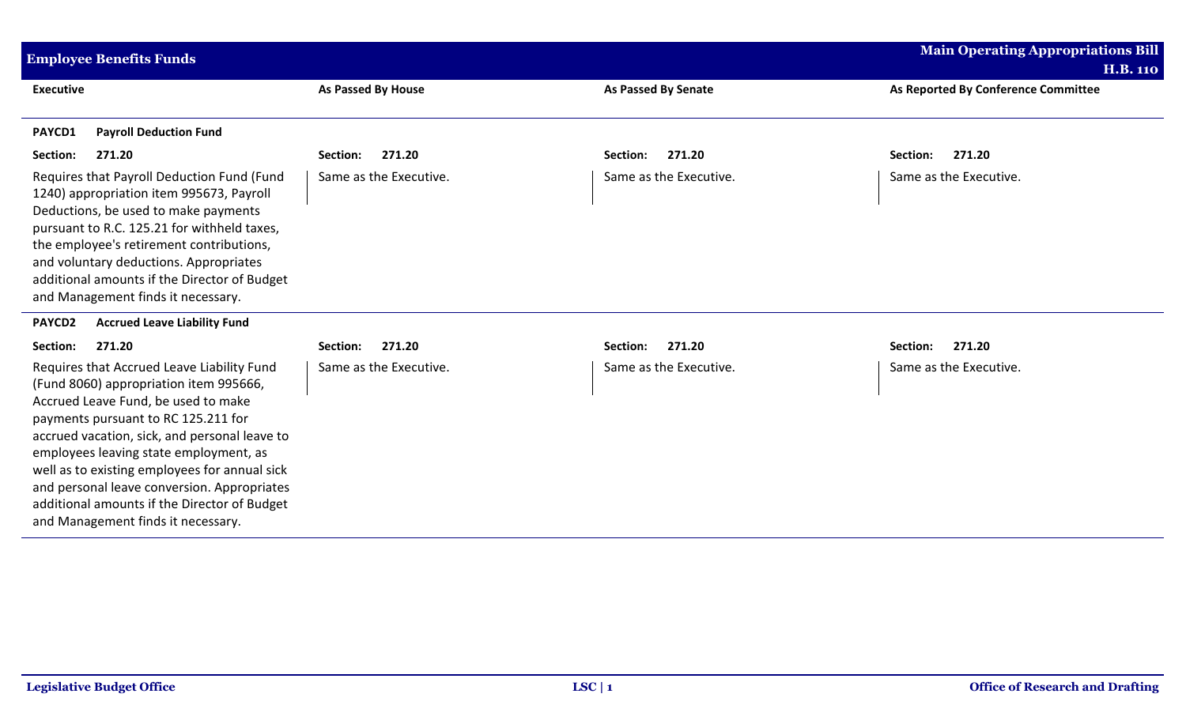## Employee Benefits Funds

**Main Operating Appropriations Bill H.B. 110**

| Executive | As Passed By House | As Passed By Senate | As Reported By Conference Committee |
|---|---|---|---|
| **PAYCD1 Payroll Deduction Fund** | | | |
| **Section: 271.20** | **Section: 271.20** | **Section: 271.20** | **Section: 271.20** |
| Requires that Payroll Deduction Fund (Fund 1240) appropriation item 995673, Payroll Deductions, be used to make payments pursuant to R.C. 125.21 for withheld taxes, the employee's retirement contributions, and voluntary deductions. Appropriates additional amounts if the Director of Budget and Management finds it necessary. | Same as the Executive. | Same as the Executive. | Same as the Executive. |
| **PAYCD2 Accrued Leave Liability Fund** | | | |
| **Section: 271.20** | **Section: 271.20** | **Section: 271.20** | **Section: 271.20** |
| Requires that Accrued Leave Liability Fund (Fund 8060) appropriation item 995666, Accrued Leave Fund, be used to make payments pursuant to RC 125.211 for accrued vacation, sick, and personal leave to employees leaving state employment, as well as to existing employees for annual sick and personal leave conversion. Appropriates additional amounts if the Director of Budget and Management finds it necessary. | Same as the Executive. | Same as the Executive. | Same as the Executive. |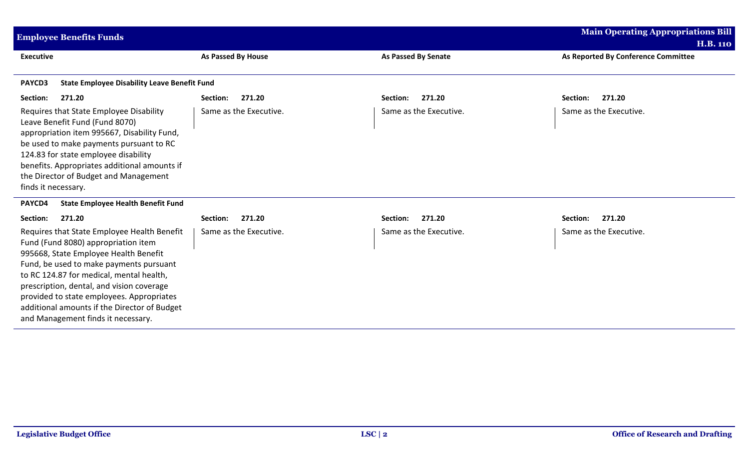## Employee Benefits Funds

| Executive | As Passed By House | As Passed By Senate | As Reported By Conference Committee |
|---|---|---|---|
| **PAYCD3 State Employee Disability Leave Benefit Fund** | | | |
| **Section: 271.20** | **Section: 271.20** | **Section: 271.20** | **Section: 271.20** |
| Requires that State Employee Disability Leave Benefit Fund (Fund 8070) appropriation item 995667, Disability Fund, be used to make payments pursuant to RC 124.83 for state employee disability benefits. Appropriates additional amounts if the Director of Budget and Management finds it necessary. | Same as the Executive. | Same as the Executive. | Same as the Executive. |
| **PAYCD4 State Employee Health Benefit Fund** | | | |
| **Section: 271.20** | **Section: 271.20** | **Section: 271.20** | **Section: 271.20** |
| Requires that State Employee Health Benefit Fund (Fund 8080) appropriation item 995668, State Employee Health Benefit Fund, be used to make payments pursuant to RC 124.87 for medical, mental health, prescription, dental, and vision coverage provided to state employees. Appropriates additional amounts if the Director of Budget and Management finds it necessary. | Same as the Executive. | Same as the Executive. | Same as the Executive. |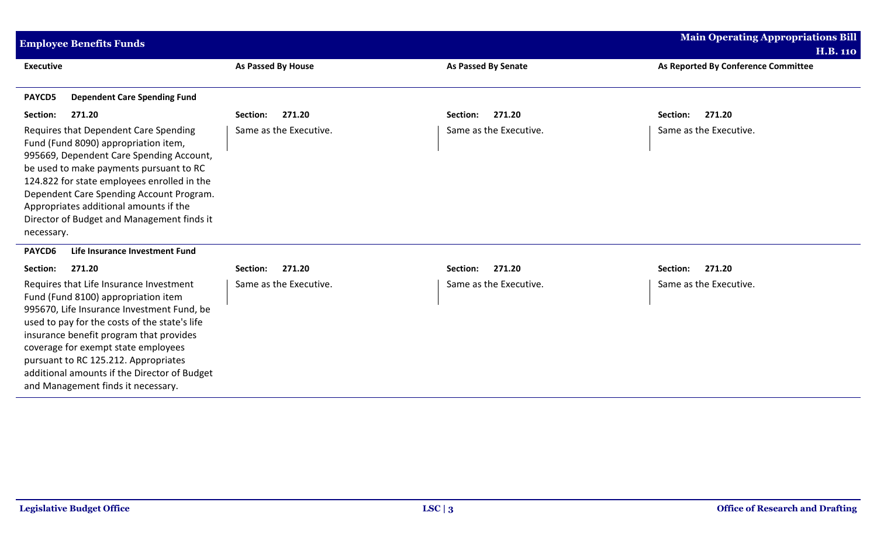| Executive | As Passed By House | As Passed By Senate | As Reported By Conference Committee |
|---|---|---|---|
| **PAYCD5 Dependent Care Spending Fund** | | | |
| **Section: 271.20** | **Section: 271.20** | **Section: 271.20** | **Section: 271.20** |
| Requires that Dependent Care Spending Fund (Fund 8090) appropriation item, 995669, Dependent Care Spending Account, be used to make payments pursuant to RC 124.822 for state employees enrolled in the Dependent Care Spending Account Program. Appropriates additional amounts if the Director of Budget and Management finds it necessary. | Same as the Executive. | Same as the Executive. | Same as the Executive. |
| **PAYCD6 Life Insurance Investment Fund** | | | |
| **Section: 271.20** | **Section: 271.20** | **Section: 271.20** | **Section: 271.20** |
| Requires that Life Insurance Investment Fund (Fund 8100) appropriation item 995670, Life Insurance Investment Fund, be used to pay for the costs of the state's life insurance benefit program that provides coverage for exempt state employees pursuant to RC 125.212. Appropriates additional amounts if the Director of Budget and Management finds it necessary. | Same as the Executive. | Same as the Executive. | Same as the Executive. |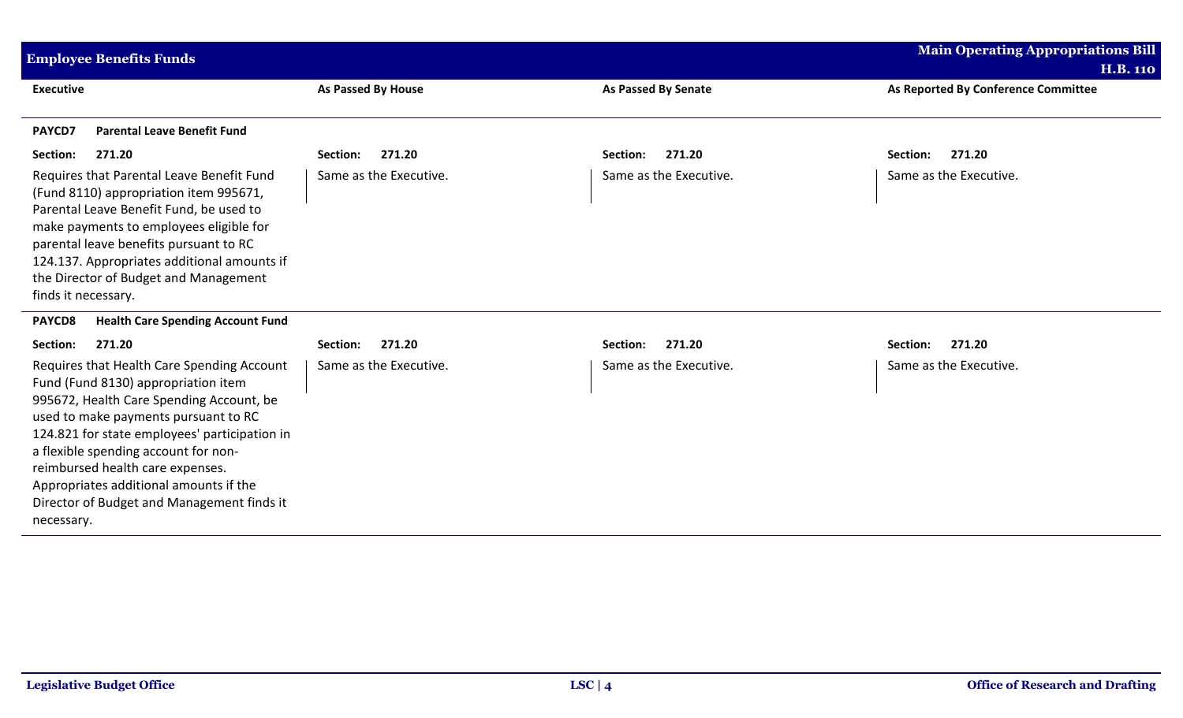| Executive | As Passed By House | As Passed By Senate | As Reported By Conference Committee |
|---|---|---|---|
| **PAYCD7 Parental Leave Benefit Fund** | | | |
| **Section: 271.20** | **Section: 271.20** | **Section: 271.20** | **Section: 271.20** |
| Requires that Parental Leave Benefit Fund (Fund 8110) appropriation item 995671, Parental Leave Benefit Fund, be used to make payments to employees eligible for parental leave benefits pursuant to RC 124.137. Appropriates additional amounts if the Director of Budget and Management finds it necessary. | Same as the Executive. | Same as the Executive. | Same as the Executive. |
| **PAYCD8 Health Care Spending Account Fund** | | | |
| **Section: 271.20** | **Section: 271.20** | **Section: 271.20** | **Section: 271.20** |
| Requires that Health Care Spending Account Fund (Fund 8130) appropriation item 995672, Health Care Spending Account, be used to make payments pursuant to RC 124.821 for state employees' participation in a flexible spending account for non-reimbursed health care expenses. Appropriates additional amounts if the Director of Budget and Management finds it necessary. | Same as the Executive. | Same as the Executive. | Same as the Executive. |